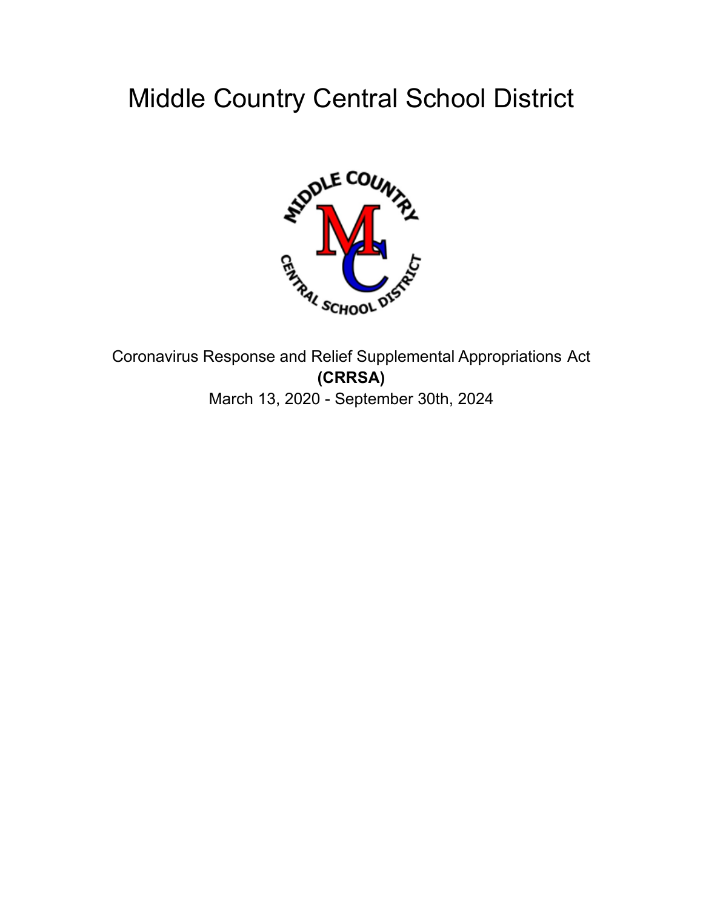# Middle Country Central School District

Coronavirus Response and Relief Supplemental Appropriations Act

**(CRRSA)**

March 13, 2020 - September 30th, 2024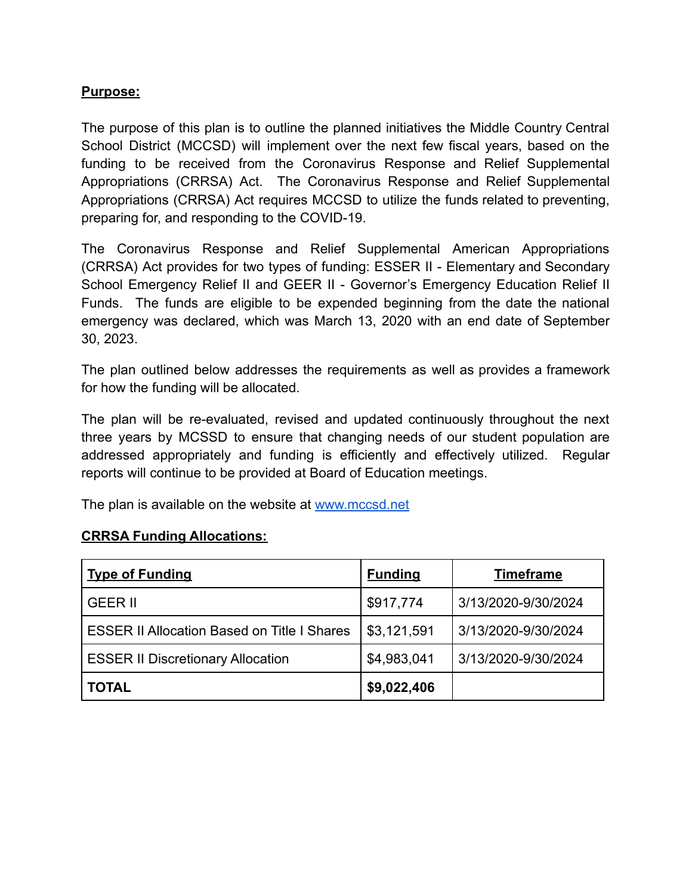**Purpose:**

The purpose of this plan is to outline the planned initiatives the Middle Country Central School District (MCCSD) will implement over the next few fiscal years, based on the funding to be received from the Coronavirus Response and Relief Supplemental Appropriations (CRRSA) Act. The Coronavirus Response and Relief Supplemental Appropriations (CRRSA) Act requires MCCSD to utilize the funds related to preventing, preparing for, and responding to the COVID-19.

The Coronavirus Response and Relief Supplemental American Appropriations (CRRSA) Act provides for two types of funding: ESSER II - Elementary and Secondary School Emergency Relief II and GEER II - Governor's Emergency Education Relief II Funds. The funds are eligible to be expended beginning from the date the national emergency was declared, which was March 13, 2020 with an end date of September 30, 2023.

The plan outlined below addresses the requirements as well as provides a framework for how the funding will be allocated.

The plan will be re-evaluated, revised and updated continuously throughout the next three years by MCSSD to ensure that changing needs of our student population are addressed appropriately and funding is efficiently and effectively utilized. Regular reports will continue to be provided at Board of Education meetings.

The plan is available on the website at [www.mccsd.net](http://www.mccsd.net)

**CRRSA Funding Allocations:**

| **Type of Funding** | **Funding** | **Timeframe** |
|---|---|---|
| GEER II | $917,774 | 3/13/2020-9/30/2024 |
| ESSER II Allocation Based on Title I Shares | $3,121,591 | 3/13/2020-9/30/2024 |
| ESSER II Discretionary Allocation | $4,983,041 | 3/13/2020-9/30/2024 |
| **TOTAL** | **$9,022,406** | |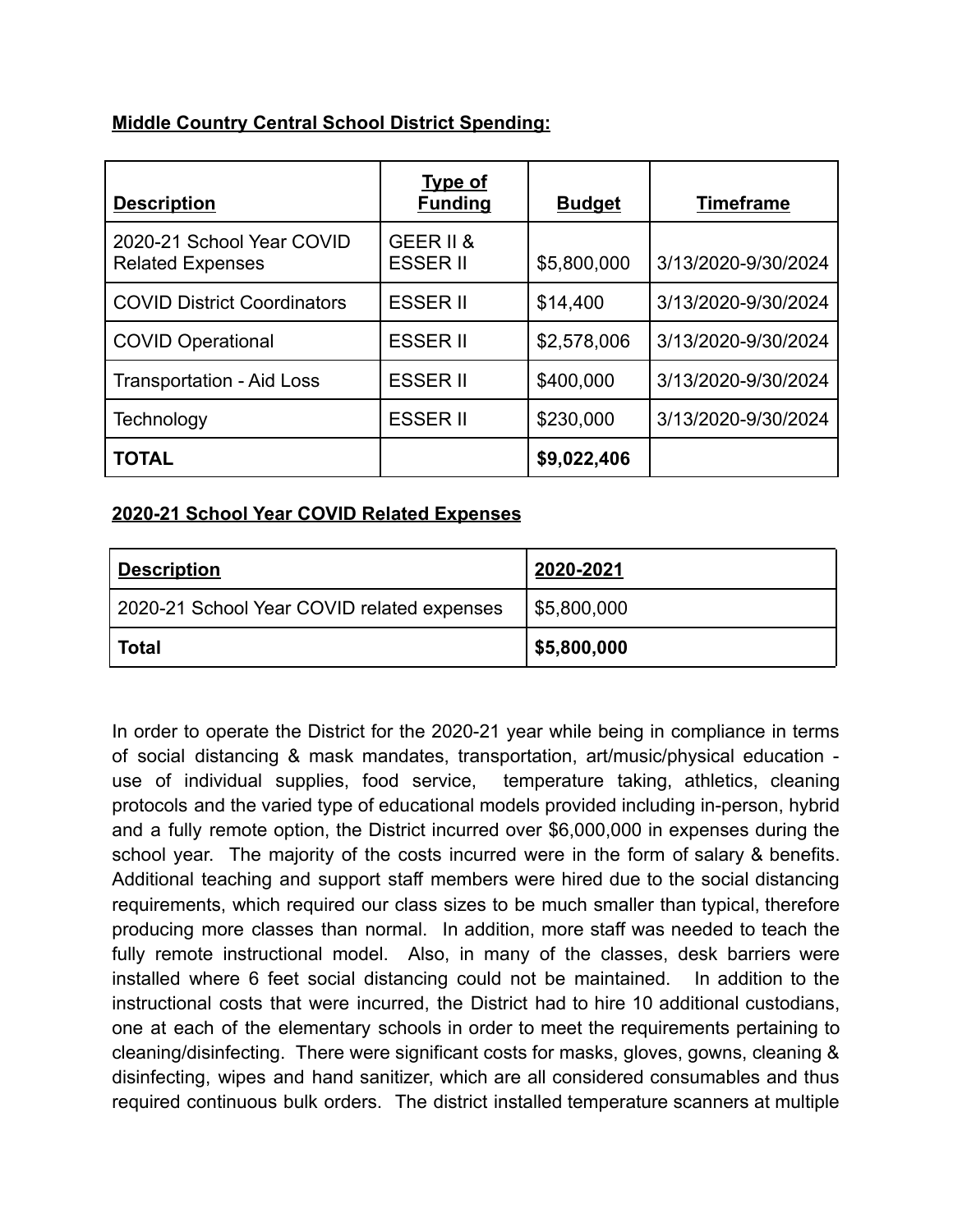**Middle Country Central School District Spending:**

| **Description** | **Type of Funding** | **Budget** | **Timeframe** |
|---|---|---|---|
| 2020-21 School Year COVID Related Expenses | GEER II & ESSER II | $5,800,000 | 3/13/2020-9/30/2024 |
| COVID District Coordinators | ESSER II | $14,400 | 3/13/2020-9/30/2024 |
| COVID Operational | ESSER II | $2,578,006 | 3/13/2020-9/30/2024 |
| Transportation - Aid Loss | ESSER II | $400,000 | 3/13/2020-9/30/2024 |
| Technology | ESSER II | $230,000 | 3/13/2020-9/30/2024 |
| **TOTAL** | | **$9,022,406** | |

**2020-21 School Year COVID Related Expenses**

| **Description** | **2020-2021** |
|---|---|
| 2020-21 School Year COVID related expenses | $5,800,000 |
| **Total** | **$5,800,000** |

In order to operate the District for the 2020-21 year while being in compliance in terms of social distancing & mask mandates, transportation, art/music/physical education - use of individual supplies, food service, temperature taking, athletics, cleaning protocols and the varied type of educational models provided including in-person, hybrid and a fully remote option, the District incurred over $6,000,000 in expenses during the school year. The majority of the costs incurred were in the form of salary & benefits. Additional teaching and support staff members were hired due to the social distancing requirements, which required our class sizes to be much smaller than typical, therefore producing more classes than normal. In addition, more staff was needed to teach the fully remote instructional model. Also, in many of the classes, desk barriers were installed where 6 feet social distancing could not be maintained. In addition to the instructional costs that were incurred, the District had to hire 10 additional custodians, one at each of the elementary schools in order to meet the requirements pertaining to cleaning/disinfecting. There were significant costs for masks, gloves, gowns, cleaning & disinfecting, wipes and hand sanitizer, which are all considered consumables and thus required continuous bulk orders. The district installed temperature scanners at multiple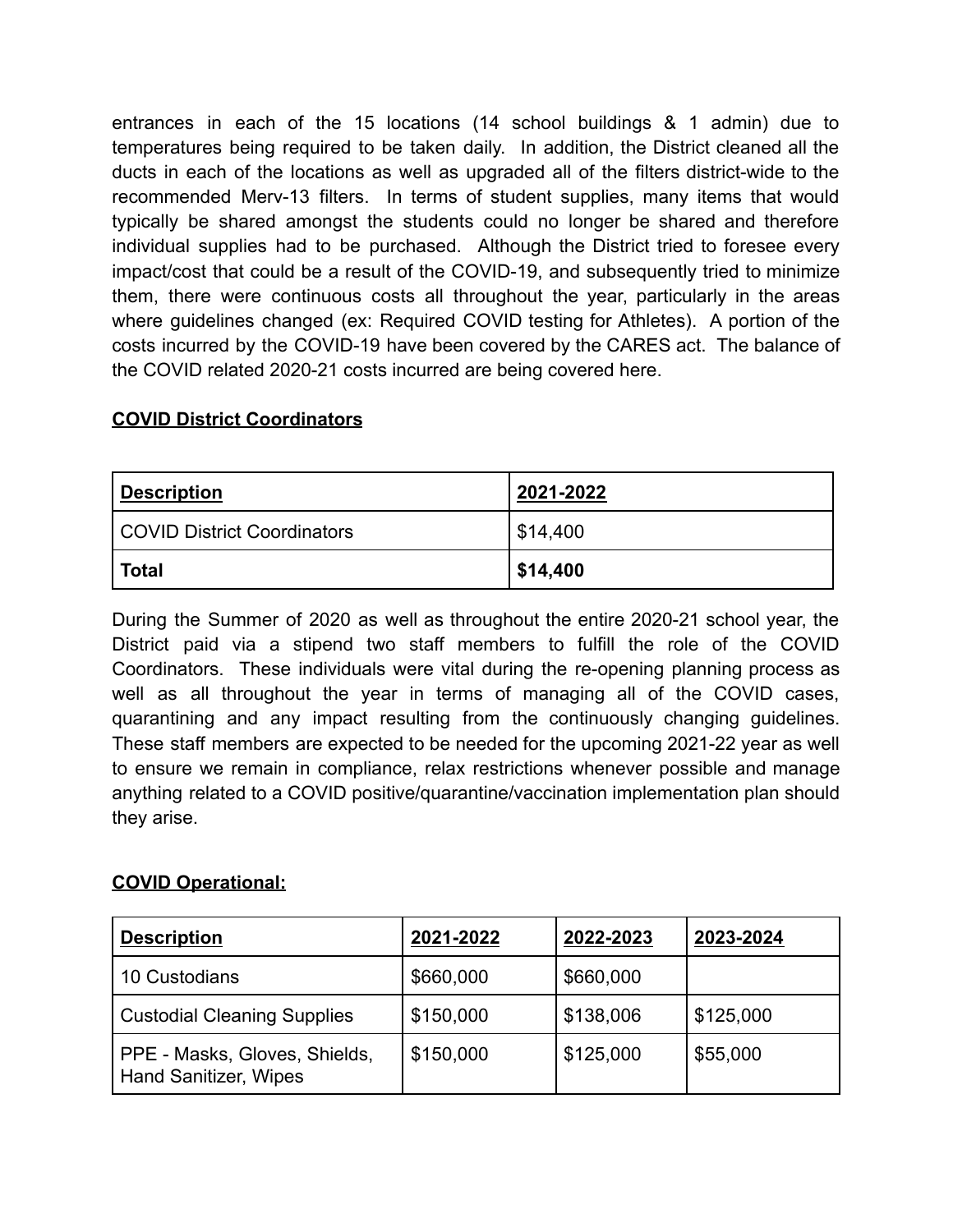entrances in each of the 15 locations (14 school buildings & 1 admin) due to temperatures being required to be taken daily. In addition, the District cleaned all the ducts in each of the locations as well as upgraded all of the filters district-wide to the recommended Merv-13 filters. In terms of student supplies, many items that would typically be shared amongst the students could no longer be shared and therefore individual supplies had to be purchased. Although the District tried to foresee every impact/cost that could be a result of the COVID-19, and subsequently tried to minimize them, there were continuous costs all throughout the year, particularly in the areas where guidelines changed (ex: Required COVID testing for Athletes). A portion of the costs incurred by the COVID-19 have been covered by the CARES act. The balance of the COVID related 2020-21 costs incurred are being covered here.

**COVID District Coordinators**

| **Description** | **2021-2022** |
|---|---|
| COVID District Coordinators | $14,400 |
| **Total** | **$14,400** |

During the Summer of 2020 as well as throughout the entire 2020-21 school year, the District paid via a stipend two staff members to fulfill the role of the COVID Coordinators. These individuals were vital during the re-opening planning process as well as all throughout the year in terms of managing all of the COVID cases, quarantining and any impact resulting from the continuously changing guidelines. These staff members are expected to be needed for the upcoming 2021-22 year as well to ensure we remain in compliance, relax restrictions whenever possible and manage anything related to a COVID positive/quarantine/vaccination implementation plan should they arise.

**COVID Operational:**

| **Description** | **2021-2022** | **2022-2023** | **2023-2024** |
|---|---|---|---|
| 10 Custodians | $660,000 | $660,000 | |
| Custodial Cleaning Supplies | $150,000 | $138,006 | $125,000 |
| PPE - Masks, Gloves, Shields, Hand Sanitizer, Wipes | $150,000 | $125,000 | $55,000 |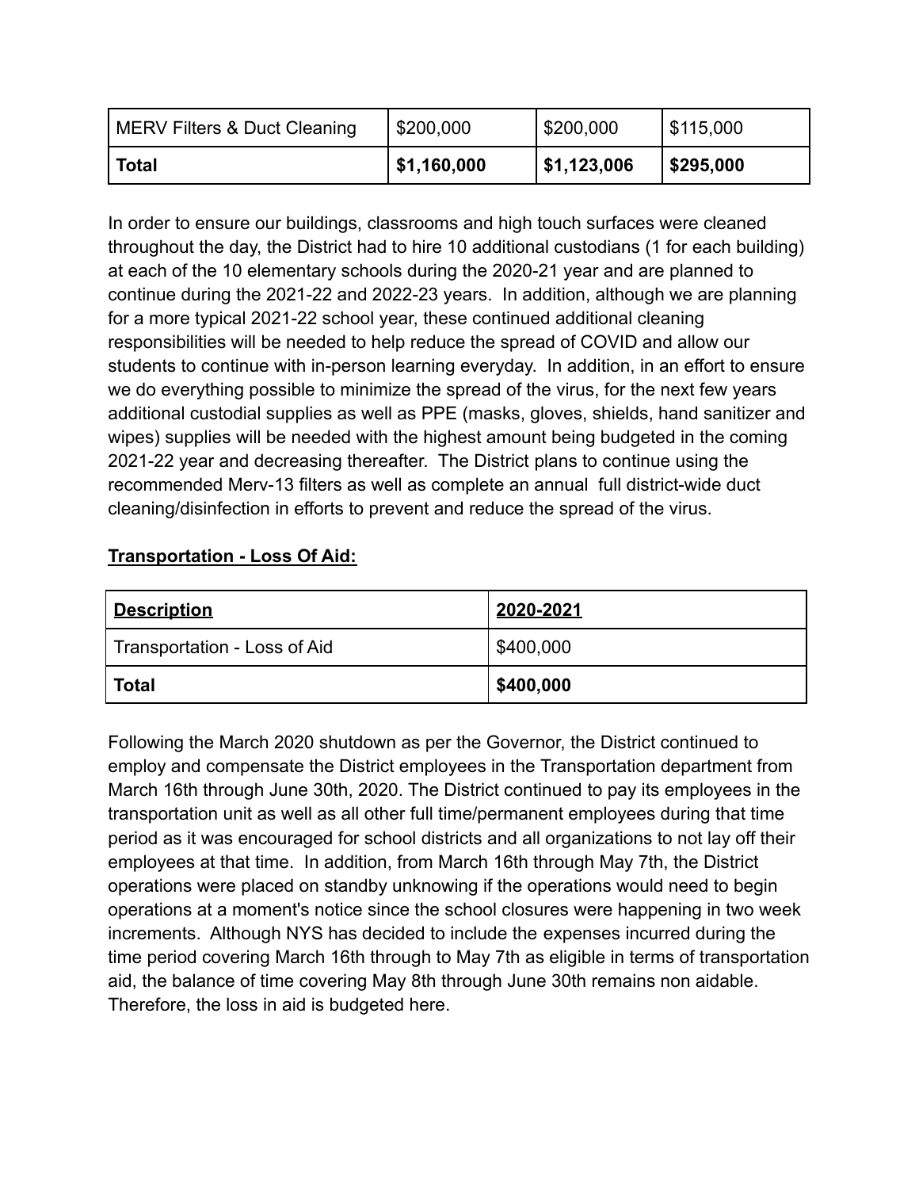| MERV Filters & Duct Cleaning | $200,000 | $200,000 | $115,000 |
| --- | --- | --- | --- |
| **Total** | **$1,160,000** | **$1,123,006** | **$295,000** |

In order to ensure our buildings, classrooms and high touch surfaces were cleaned throughout the day, the District had to hire 10 additional custodians (1 for each building) at each of the 10 elementary schools during the 2020-21 year and are planned to continue during the 2021-22 and 2022-23 years. In addition, although we are planning for a more typical 2021-22 school year, these continued additional cleaning responsibilities will be needed to help reduce the spread of COVID and allow our students to continue with in-person learning everyday. In addition, in an effort to ensure we do everything possible to minimize the spread of the virus, for the next few years additional custodial supplies as well as PPE (masks, gloves, shields, hand sanitizer and wipes) supplies will be needed with the highest amount being budgeted in the coming 2021-22 year and decreasing thereafter. The District plans to continue using the recommended Merv-13 filters as well as complete an annual full district-wide duct cleaning/disinfection in efforts to prevent and reduce the spread of the virus.

**Transportation - Loss Of Aid:**

| **Description** | **2020-2021** |
| --- | --- |
| Transportation - Loss of Aid | $400,000 |
| **Total** | **$400,000** |

Following the March 2020 shutdown as per the Governor, the District continued to employ and compensate the District employees in the Transportation department from March 16th through June 30th, 2020. The District continued to pay its employees in the transportation unit as well as all other full time/permanent employees during that time period as it was encouraged for school districts and all organizations to not lay off their employees at that time. In addition, from March 16th through May 7th, the District operations were placed on standby unknowing if the operations would need to begin operations at a moment's notice since the school closures were happening in two week increments. Although NYS has decided to include the expenses incurred during the time period covering March 16th through to May 7th as eligible in terms of transportation aid, the balance of time covering May 8th through June 30th remains non aidable. Therefore, the loss in aid is budgeted here.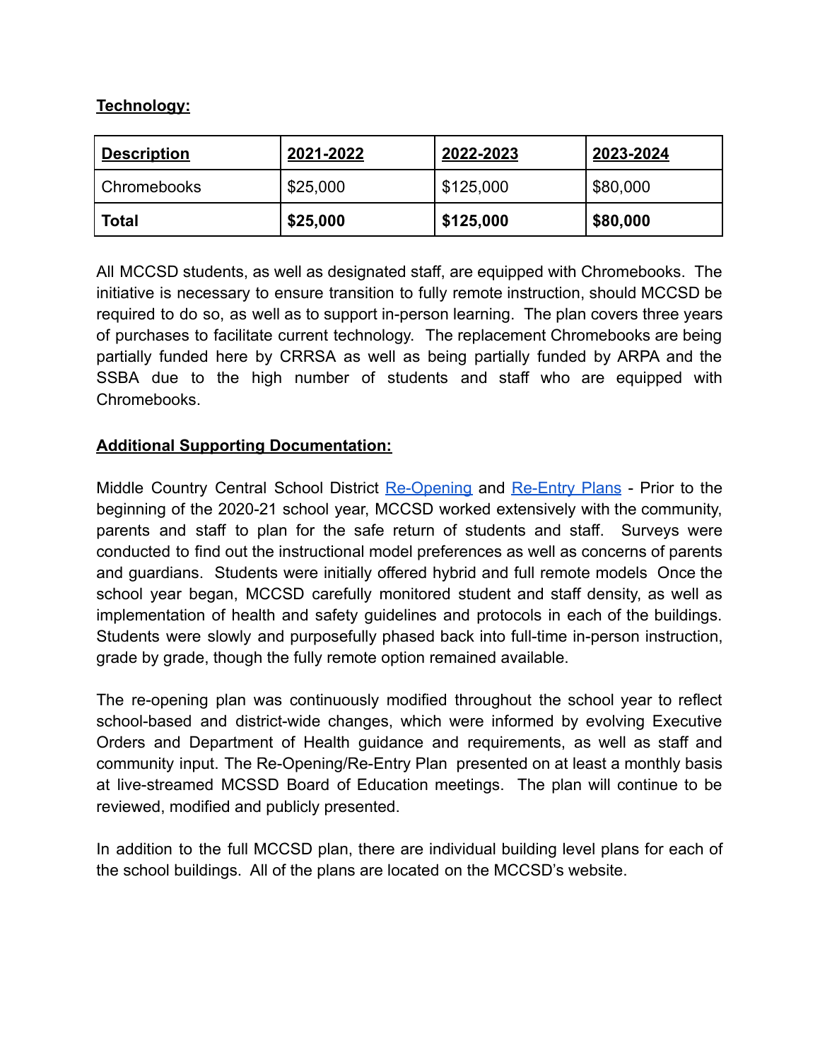**Technology:**

| Description | 2021-2022 | 2022-2023 | 2023-2024 |
|---|---|---|---|
| Chromebooks | $25,000 | $125,000 | $80,000 |
| **Total** | **$25,000** | **$125,000** | **$80,000** |

All MCCSD students, as well as designated staff, are equipped with Chromebooks. The initiative is necessary to ensure transition to fully remote instruction, should MCCSD be required to do so, as well as to support in-person learning. The plan covers three years of purchases to facilitate current technology. The replacement Chromebooks are being partially funded here by CRRSA as well as being partially funded by ARPA and the SSBA due to the high number of students and staff who are equipped with Chromebooks.

**Additional Supporting Documentation:**

Middle Country Central School District Re-Opening and Re-Entry Plans - Prior to the beginning of the 2020-21 school year, MCCSD worked extensively with the community, parents and staff to plan for the safe return of students and staff. Surveys were conducted to find out the instructional model preferences as well as concerns of parents and guardians. Students were initially offered hybrid and full remote models Once the school year began, MCCSD carefully monitored student and staff density, as well as implementation of health and safety guidelines and protocols in each of the buildings. Students were slowly and purposefully phased back into full-time in-person instruction, grade by grade, though the fully remote option remained available.

The re-opening plan was continuously modified throughout the school year to reflect school-based and district-wide changes, which were informed by evolving Executive Orders and Department of Health guidance and requirements, as well as staff and community input. The Re-Opening/Re-Entry Plan presented on at least a monthly basis at live-streamed MCSSD Board of Education meetings. The plan will continue to be reviewed, modified and publicly presented.

In addition to the full MCCSD plan, there are individual building level plans for each of the school buildings. All of the plans are located on the MCCSD's website.